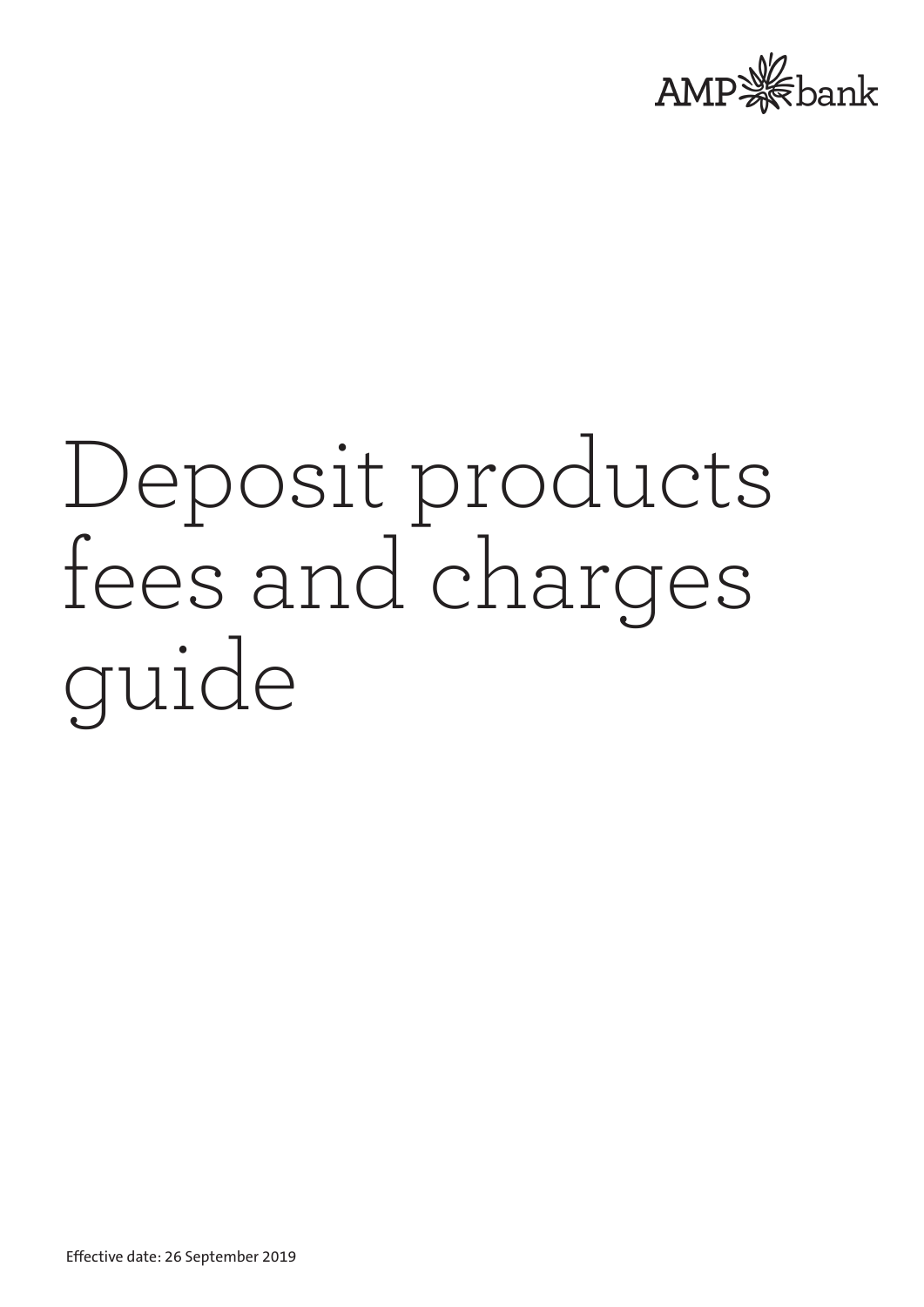AMP bank

# Deposit products fees and charges guide

Effective date: 26 September 2019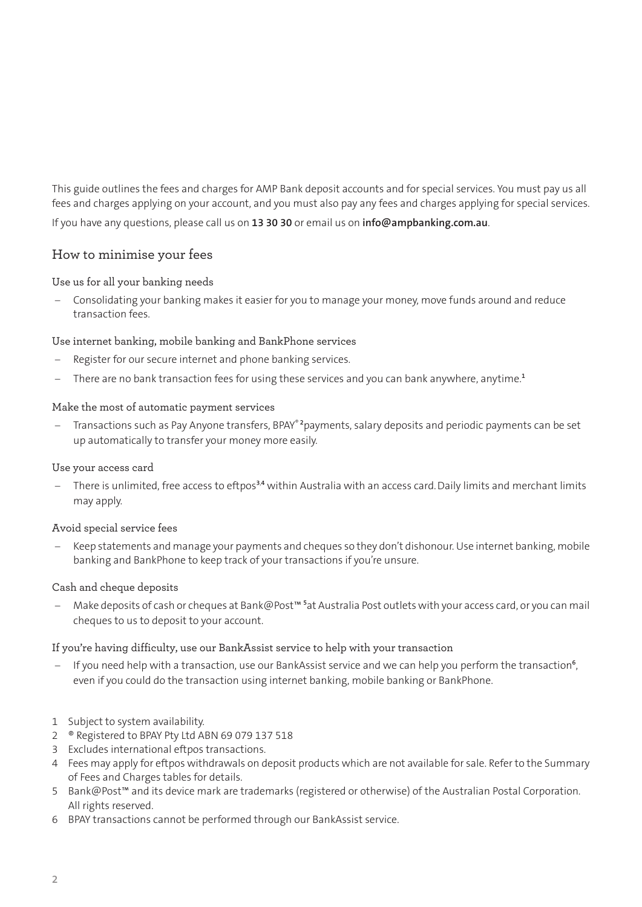This guide outlines the fees and charges for AMP Bank deposit accounts and for special services. You must pay us all fees and charges applying on your account, and you must also pay any fees and charges applying for special services.

If you have any questions, please call us on **13 30 30** or email us on **info@ampbanking.com.au**.

## How to minimise your fees

### Use us for all your banking needs

- Consolidating your banking makes it easier for you to manage your money, move funds around and reduce transaction fees.

### Use internet banking, mobile banking and BankPhone services

- Register for our secure internet and phone banking services.
- There are no bank transaction fees for using these services and you can bank anywhere, anytime.[1]

### Make the most of automatic payment services

- Transactions such as Pay Anyone transfers, BPAY®[2] payments, salary deposits and periodic payments can be set up automatically to transfer your money more easily.

### Use your access card

- There is unlimited, free access to eftpos[3,4] within Australia with an access card. Daily limits and merchant limits may apply.

### Avoid special service fees

- Keep statements and manage your payments and cheques so they don't dishonour. Use internet banking, mobile banking and BankPhone to keep track of your transactions if you're unsure.

### Cash and cheque deposits

- Make deposits of cash or cheques at Bank@Post™[5] at Australia Post outlets with your access card, or you can mail cheques to us to deposit to your account.

### If you're having difficulty, use our BankAssist service to help with your transaction

- If you need help with a transaction, use our BankAssist service and we can help you perform the transaction[6], even if you could do the transaction using internet banking, mobile banking or BankPhone.

1 Subject to system availability.
2 ® Registered to BPAY Pty Ltd ABN 69 079 137 518
3 Excludes international eftpos transactions.
4 Fees may apply for eftpos withdrawals on deposit products which are not available for sale. Refer to the Summary of Fees and Charges tables for details.
5 Bank@Post™ and its device mark are trademarks (registered or otherwise) of the Australian Postal Corporation. All rights reserved.
6 BPAY transactions cannot be performed through our BankAssist service.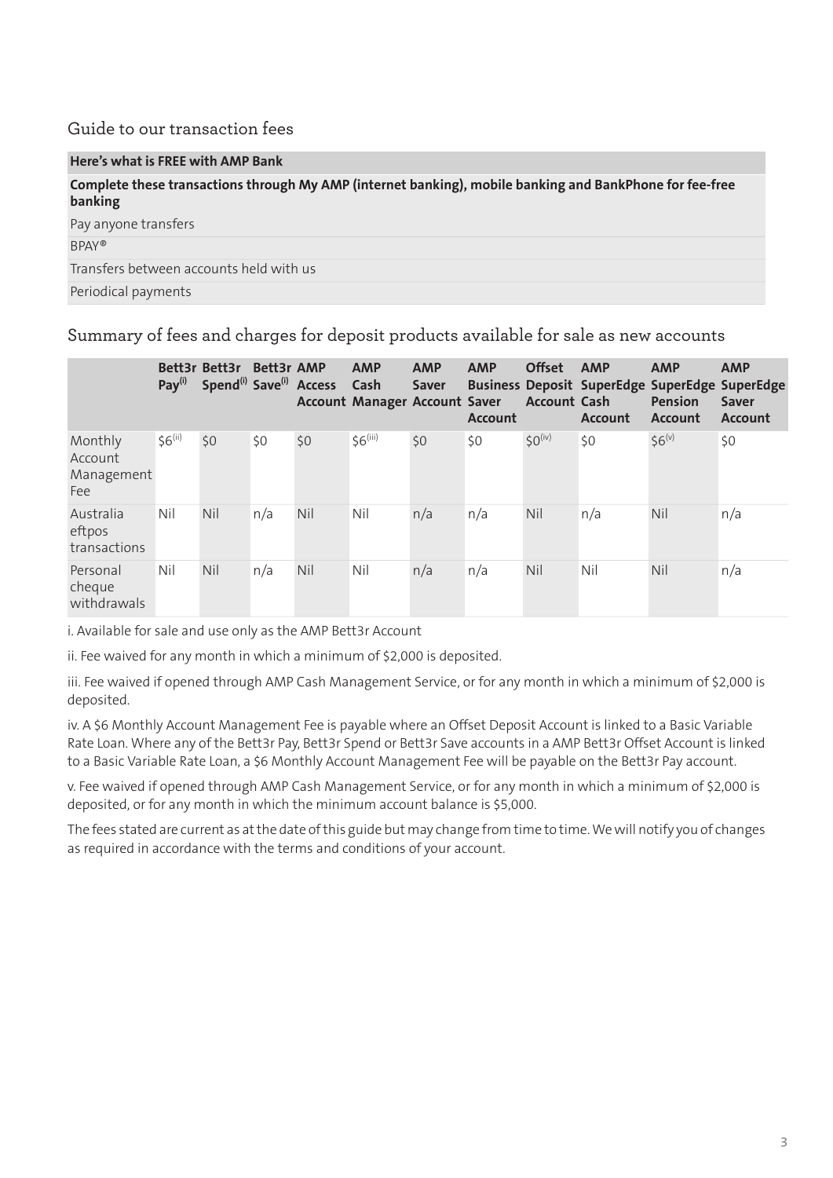## Guide to our transaction fees

| Here's what is FREE with AMP Bank |
|---|
| **Complete these transactions through My AMP (internet banking), mobile banking and BankPhone for fee-free banking** |
| Pay anyone transfers |
| BPAY® |
| Transfers between accounts held with us |
| Periodical payments |

## Summary of fees and charges for deposit products available for sale as new accounts

| | Bett3r Pay[i] | Bett3r Spend[i] | Bett3r Save[i] | AMP Access Account | AMP Cash Manager | AMP Saver Account | AMP Business Saver Account | Offset Deposit Account | AMP SuperEdge Cash Account | AMP SuperEdge Pension Account | AMP SuperEdge Saver Account |
|---|---|---|---|---|---|---|---|---|---|---|---|
| Monthly Account Management Fee | $6[ii] | $0 | $0 | $0 | $6[iii] | $0 | $0 | $0[iv] | $0 | $6[v] | $0 |
| Australia eftpos transactions | Nil | Nil | n/a | Nil | Nil | n/a | n/a | Nil | n/a | Nil | n/a |
| Personal cheque withdrawals | Nil | Nil | n/a | Nil | Nil | n/a | n/a | Nil | Nil | Nil | n/a |

i. Available for sale and use only as the AMP Bett3r Account

ii. Fee waived for any month in which a minimum of $2,000 is deposited.

iii. Fee waived if opened through AMP Cash Management Service, or for any month in which a minimum of $2,000 is deposited.

iv. A $6 Monthly Account Management Fee is payable where an Offset Deposit Account is linked to a Basic Variable Rate Loan. Where any of the Bett3r Pay, Bett3r Spend or Bett3r Save accounts in a AMP Bett3r Offset Account is linked to a Basic Variable Rate Loan, a $6 Monthly Account Management Fee will be payable on the Bett3r Pay account.

v. Fee waived if opened through AMP Cash Management Service, or for any month in which a minimum of $2,000 is deposited, or for any month in which the minimum account balance is $5,000.

The fees stated are current as at the date of this guide but may change from time to time. We will notify you of changes as required in accordance with the terms and conditions of your account.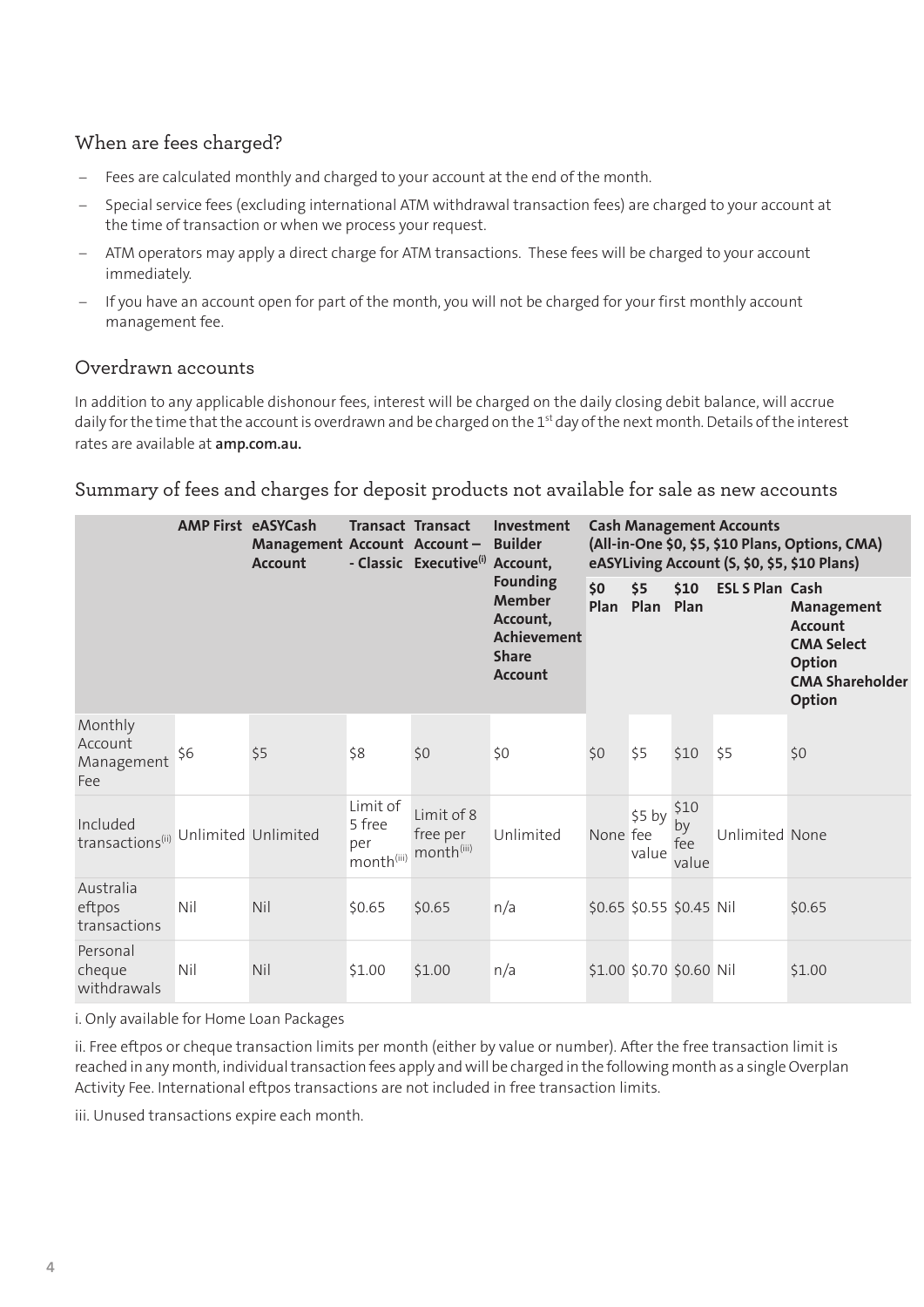## When are fees charged?

- Fees are calculated monthly and charged to your account at the end of the month.
- Special service fees (excluding international ATM withdrawal transaction fees) are charged to your account at the time of transaction or when we process your request.
- ATM operators may apply a direct charge for ATM transactions. These fees will be charged to your account immediately.
- If you have an account open for part of the month, you will not be charged for your first monthly account management fee.

## Overdrawn accounts

In addition to any applicable dishonour fees, interest will be charged on the daily closing debit balance, will accrue daily for the time that the account is overdrawn and be charged on the 1st day of the next month. Details of the interest rates are available at **amp.com.au.**

## Summary of fees and charges for deposit products not available for sale as new accounts

| | **AMP First** | **eASYCash Management Account** | **Transact Account - Classic** | **Transact Account – Executive[i]** | **Investment Builder Account, Founding Member Account, Achievement Share Account** | **Cash Management Accounts (All-in-One $0, $5, $10 Plans, Options, CMA) eASYLiving Account (S, $0, $5, $10 Plans)** | | | | |
|---|---|---|---|---|---|---|---|---|---|---|
| | | | | | | **$0 Plan** | **$5 Plan** | **$10 Plan** | **ESL S Plan** | **Cash Management Account CMA Select Option CMA Shareholder Option** |
| Monthly Account Management Fee | $6 | $5 | $8 | $0 | $0 | $0 | $5 | $10 | $5 | $0 |
| Included transactions[ii] | Unlimited | Unlimited | Limit of 5 free per month[iii] | Limit of 8 free per month[iii] | Unlimited | None | $5 by fee value | $10 by fee value | Unlimited | None |
| Australia eftpos transactions | Nil | Nil | $0.65 | $0.65 | n/a | $0.65 | $0.55 | $0.45 | Nil | $0.65 |
| Personal cheque withdrawals | Nil | Nil | $1.00 | $1.00 | n/a | $1.00 | $0.70 | $0.60 | Nil | $1.00 |

i. Only available for Home Loan Packages

ii. Free eftpos or cheque transaction limits per month (either by value or number). After the free transaction limit is reached in any month, individual transaction fees apply and will be charged in the following month as a single Overplan Activity Fee. International eftpos transactions are not included in free transaction limits.

iii. Unused transactions expire each month.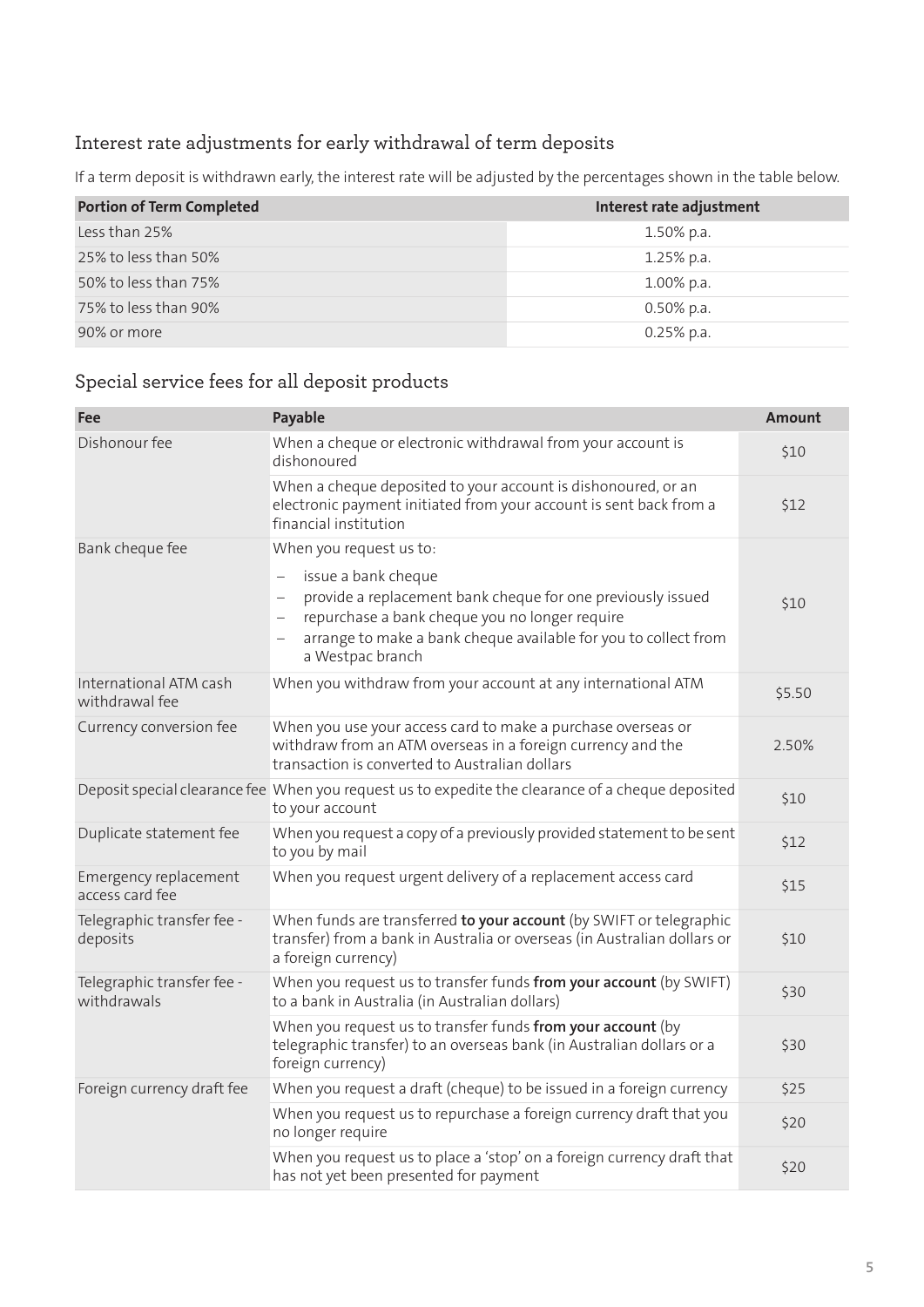## Interest rate adjustments for early withdrawal of term deposits

If a term deposit is withdrawn early, the interest rate will be adjusted by the percentages shown in the table below.

| Portion of Term Completed | Interest rate adjustment |
|---|---|
| Less than 25% | 1.50% p.a. |
| 25% to less than 50% | 1.25% p.a. |
| 50% to less than 75% | 1.00% p.a. |
| 75% to less than 90% | 0.50% p.a. |
| 90% or more | 0.25% p.a. |

## Special service fees for all deposit products

| Fee | Payable | Amount |
|---|---|---|
| Dishonour fee | When a cheque or electronic withdrawal from your account is dishonoured | $10 |
| | When a cheque deposited to your account is dishonoured, or an electronic payment initiated from your account is sent back from a financial institution | $12 |
| Bank cheque fee | When you request us to: <br> – issue a bank cheque <br> – provide a replacement bank cheque for one previously issued <br> – repurchase a bank cheque you no longer require <br> – arrange to make a bank cheque available for you to collect from a Westpac branch | $10 |
| International ATM cash withdrawal fee | When you withdraw from your account at any international ATM | $5.50 |
| Currency conversion fee | When you use your access card to make a purchase overseas or withdraw from an ATM overseas in a foreign currency and the transaction is converted to Australian dollars | 2.50% |
| Deposit special clearance fee | When you request us to expedite the clearance of a cheque deposited to your account | $10 |
| Duplicate statement fee | When you request a copy of a previously provided statement to be sent to you by mail | $12 |
| Emergency replacement access card fee | When you request urgent delivery of a replacement access card | $15 |
| Telegraphic transfer fee - deposits | When funds are transferred **to your account** (by SWIFT or telegraphic transfer) from a bank in Australia or overseas (in Australian dollars or a foreign currency) | $10 |
| Telegraphic transfer fee - withdrawals | When you request us to transfer funds **from your account** (by SWIFT) to a bank in Australia (in Australian dollars) | $30 |
| | When you request us to transfer funds **from your account** (by telegraphic transfer) to an overseas bank (in Australian dollars or a foreign currency) | $30 |
| Foreign currency draft fee | When you request a draft (cheque) to be issued in a foreign currency | $25 |
| | When you request us to repurchase a foreign currency draft that you no longer require | $20 |
| | When you request us to place a 'stop' on a foreign currency draft that has not yet been presented for payment | $20 |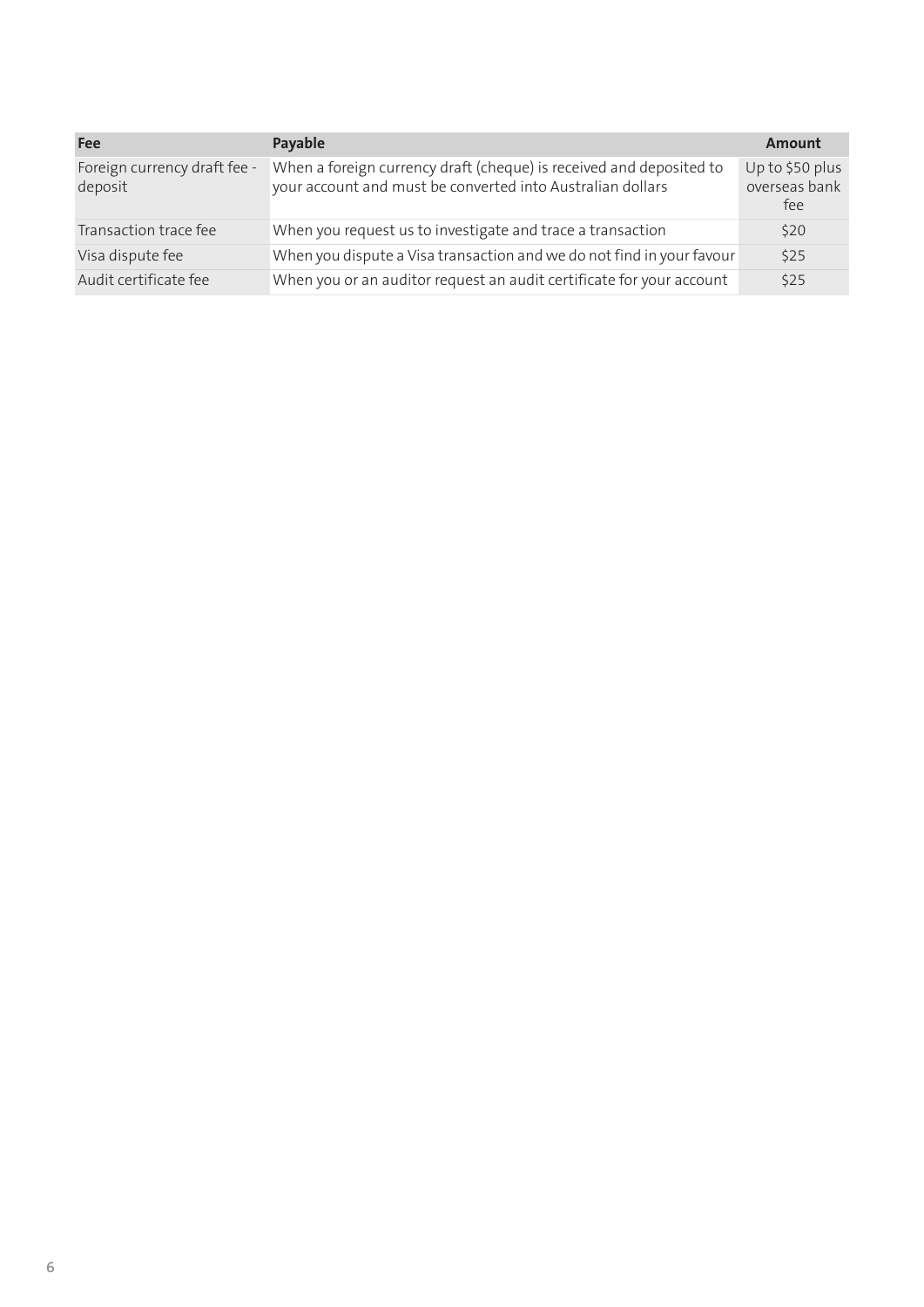| Fee | Payable | Amount |
| --- | --- | --- |
| Foreign currency draft fee - deposit | When a foreign currency draft (cheque) is received and deposited to your account and must be converted into Australian dollars | Up to $50 plus overseas bank fee |
| Transaction trace fee | When you request us to investigate and trace a transaction | $20 |
| Visa dispute fee | When you dispute a Visa transaction and we do not find in your favour | $25 |
| Audit certificate fee | When you or an auditor request an audit certificate for your account | $25 |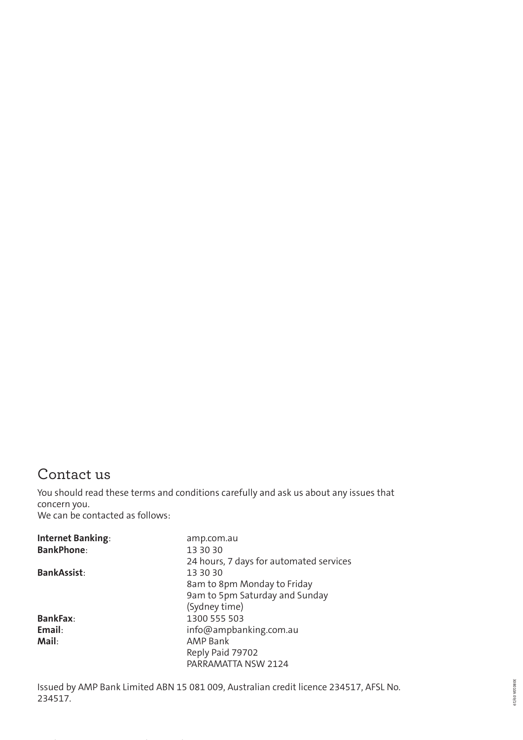## Contact us

You should read these terms and conditions carefully and ask us about any issues that concern you.
We can be contacted as follows:

| | |
|---|---|
| **Internet Banking**: | amp.com.au |
| **BankPhone**: | 13 30 30<br>24 hours, 7 days for automated services |
| **BankAssist**: | 13 30 30<br>8am to 8pm Monday to Friday<br>9am to 5pm Saturday and Sunday<br>(Sydney time) |
| **BankFax**: | 1300 555 503 |
| **Email**: | info@ampbanking.com.au |
| **Mail**: | AMP Bank<br>Reply Paid 79702<br>PARRAMATTA NSW 2124 |

Issued by AMP Bank Limited ABN 15 081 009, Australian credit licence 234517, AFSL No. 234517.

30810A 09/19